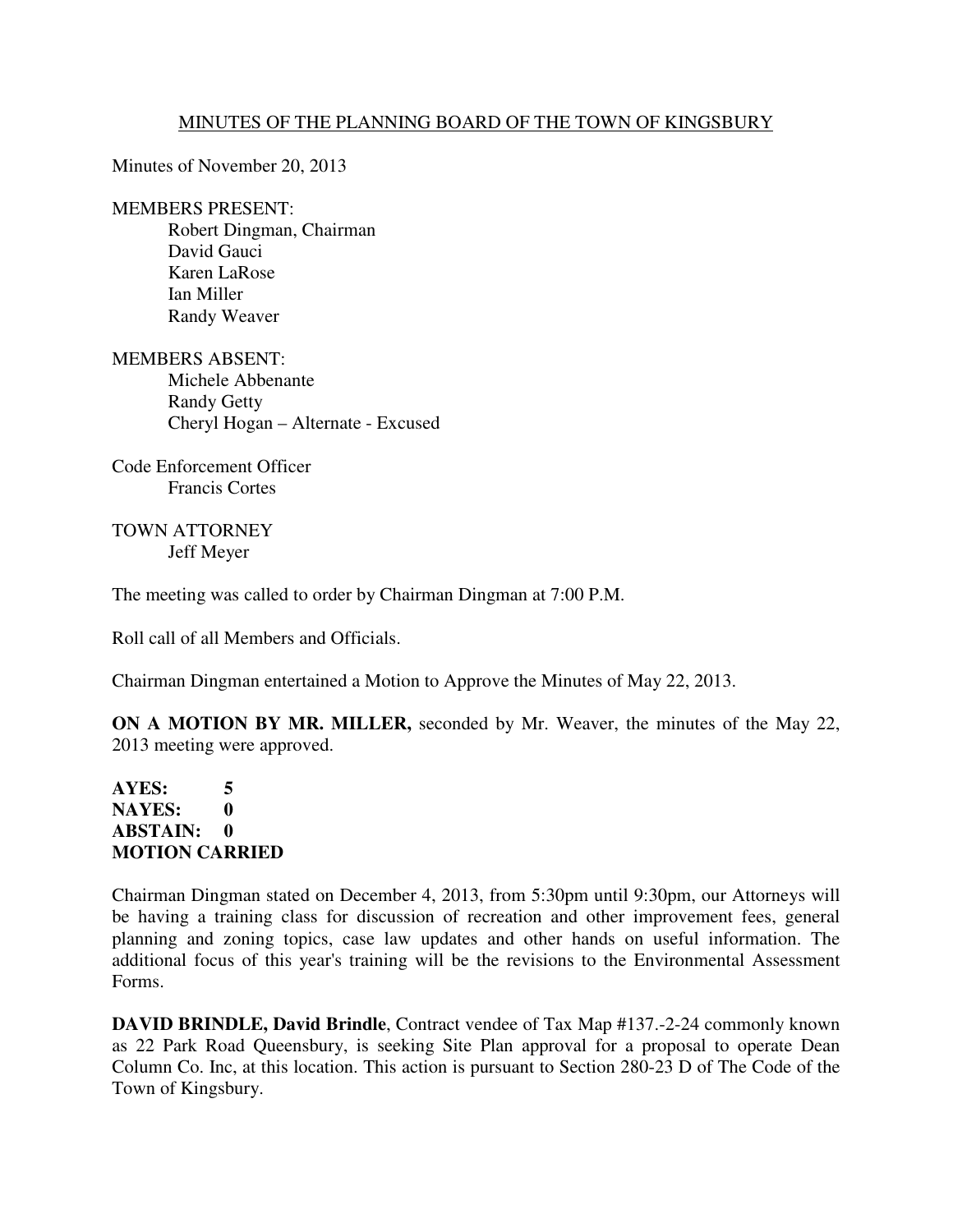MINUTES OF THE PLANNING BOARD OF THE TOWN OF KINGSBURY

Minutes of November 20, 2013

MEMBERS PRESENT:
- Robert Dingman, Chairman
- David Gauci
- Karen LaRose
- Ian Miller
- Randy Weaver

MEMBERS ABSENT:
- Michele Abbenante
- Randy Getty
- Cheryl Hogan – Alternate - Excused

Code Enforcement Officer
- Francis Cortes

TOWN ATTORNEY
- Jeff Meyer

The meeting was called to order by Chairman Dingman at 7:00 P.M.

Roll call of all Members and Officials.

Chairman Dingman entertained a Motion to Approve the Minutes of May 22, 2013.

**ON A MOTION BY MR. MILLER,** seconded by Mr. Weaver, the minutes of the May 22, 2013 meeting were approved.

**AYES: 5**
**NAYES: 0**
**ABSTAIN: 0**
**MOTION CARRIED**

Chairman Dingman stated on December 4, 2013, from 5:30pm until 9:30pm, our Attorneys will be having a training class for discussion of recreation and other improvement fees, general planning and zoning topics, case law updates and other hands on useful information. The additional focus of this year's training will be the revisions to the Environmental Assessment Forms.

**DAVID BRINDLE, David Brindle**, Contract vendee of Tax Map #137.-2-24 commonly known as 22 Park Road Queensbury, is seeking Site Plan approval for a proposal to operate Dean Column Co. Inc, at this location. This action is pursuant to Section 280-23 D of The Code of the Town of Kingsbury.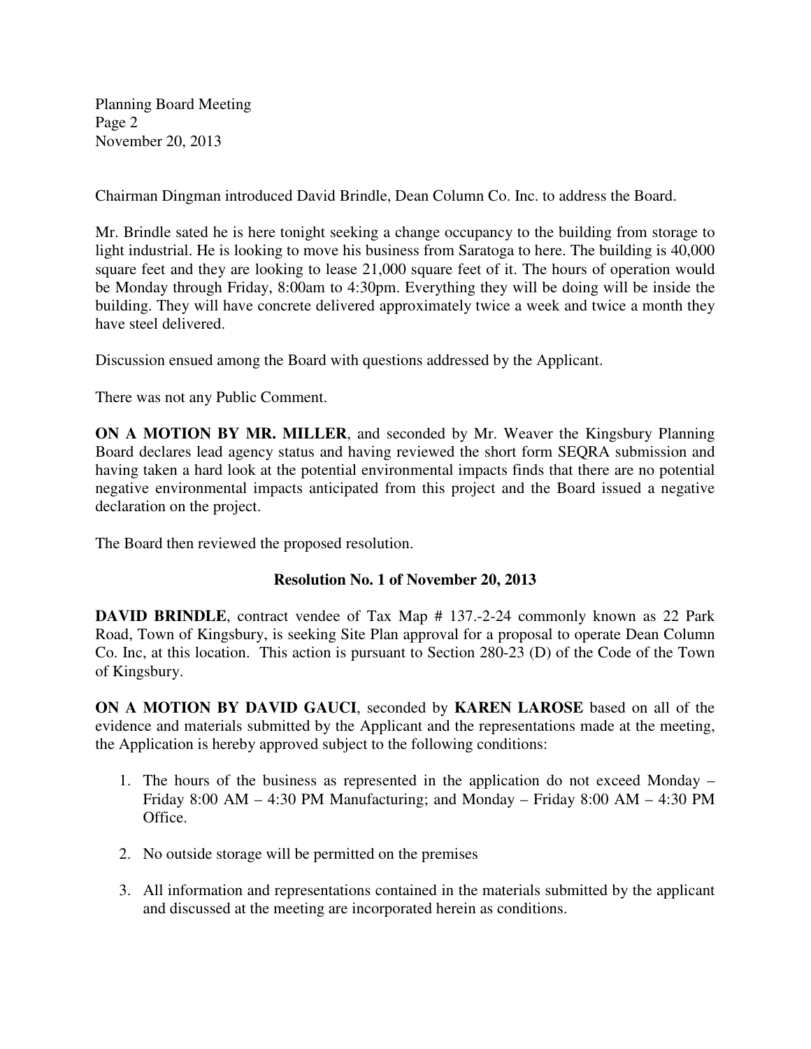Chairman Dingman introduced David Brindle, Dean Column Co. Inc. to address the Board.

Mr. Brindle sated he is here tonight seeking a change occupancy to the building from storage to light industrial. He is looking to move his business from Saratoga to here. The building is 40,000 square feet and they are looking to lease 21,000 square feet of it. The hours of operation would be Monday through Friday, 8:00am to 4:30pm. Everything they will be doing will be inside the building. They will have concrete delivered approximately twice a week and twice a month they have steel delivered.

Discussion ensued among the Board with questions addressed by the Applicant.

There was not any Public Comment.

**ON A MOTION BY MR. MILLER**, and seconded by Mr. Weaver the Kingsbury Planning Board declares lead agency status and having reviewed the short form SEQRA submission and having taken a hard look at the potential environmental impacts finds that there are no potential negative environmental impacts anticipated from this project and the Board issued a negative declaration on the project.

The Board then reviewed the proposed resolution.

**Resolution No. 1 of November 20, 2013**

**DAVID BRINDLE**, contract vendee of Tax Map # 137.-2-24 commonly known as 22 Park Road, Town of Kingsbury, is seeking Site Plan approval for a proposal to operate Dean Column Co. Inc, at this location. This action is pursuant to Section 280-23 (D) of the Code of the Town of Kingsbury.

**ON A MOTION BY DAVID GAUCI**, seconded by **KAREN LAROSE** based on all of the evidence and materials submitted by the Applicant and the representations made at the meeting, the Application is hereby approved subject to the following conditions:

1. The hours of the business as represented in the application do not exceed Monday – Friday 8:00 AM – 4:30 PM Manufacturing; and Monday – Friday 8:00 AM – 4:30 PM Office.
2. No outside storage will be permitted on the premises
3. All information and representations contained in the materials submitted by the applicant and discussed at the meeting are incorporated herein as conditions.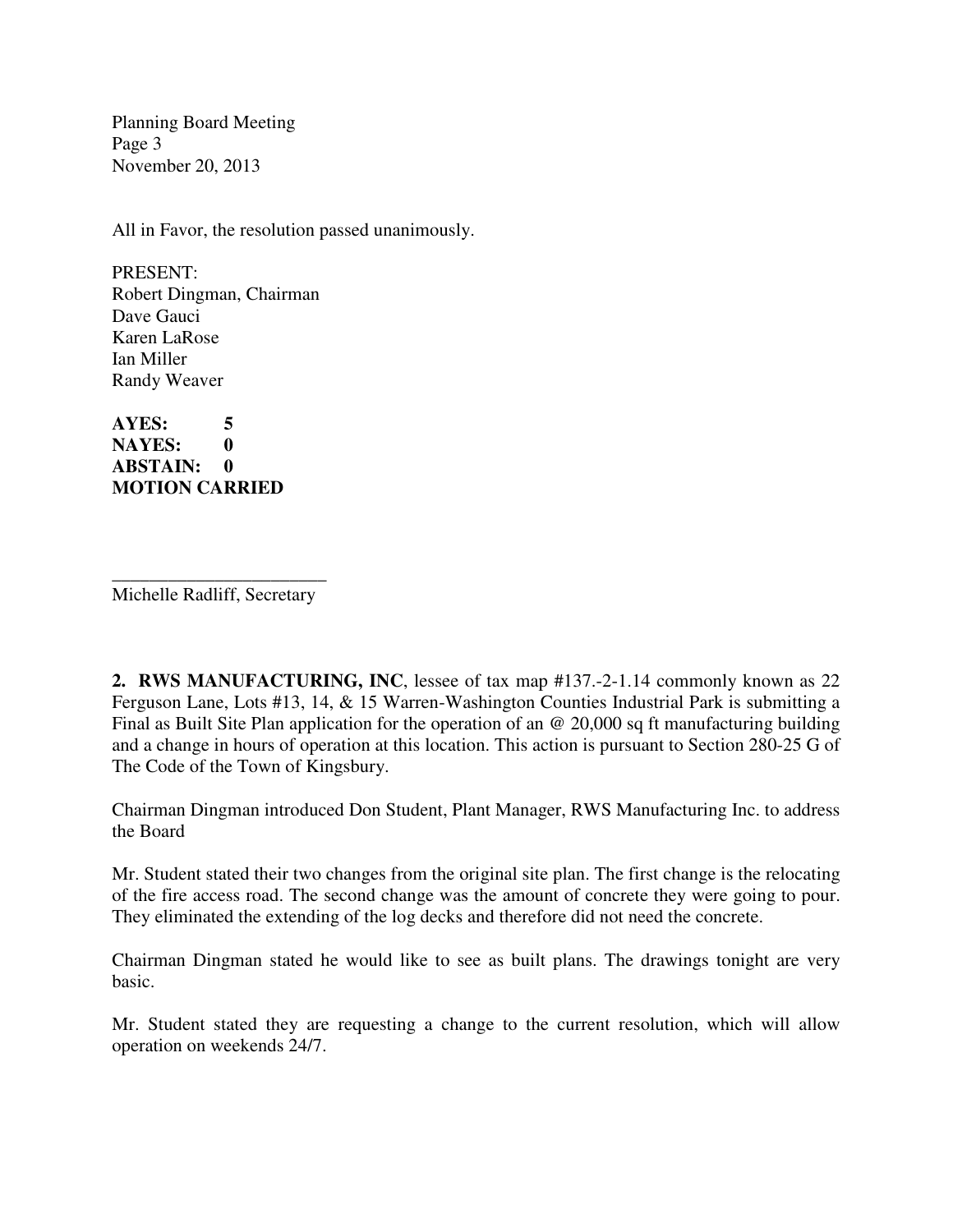All in Favor, the resolution passed unanimously.

PRESENT:
Robert Dingman, Chairman
Dave Gauci
Karen LaRose
Ian Miller
Randy Weaver

**AYES: 5**
**NAYES: 0**
**ABSTAIN: 0**
**MOTION CARRIED**

________________________
Michelle Radliff, Secretary

**2. RWS MANUFACTURING, INC**, lessee of tax map #137.-2-1.14 commonly known as 22 Ferguson Lane, Lots #13, 14, & 15 Warren-Washington Counties Industrial Park is submitting a Final as Built Site Plan application for the operation of an @ 20,000 sq ft manufacturing building and a change in hours of operation at this location. This action is pursuant to Section 280-25 G of The Code of the Town of Kingsbury.

Chairman Dingman introduced Don Student, Plant Manager, RWS Manufacturing Inc. to address the Board

Mr. Student stated their two changes from the original site plan. The first change is the relocating of the fire access road. The second change was the amount of concrete they were going to pour. They eliminated the extending of the log decks and therefore did not need the concrete.

Chairman Dingman stated he would like to see as built plans. The drawings tonight are very basic.

Mr. Student stated they are requesting a change to the current resolution, which will allow operation on weekends 24/7.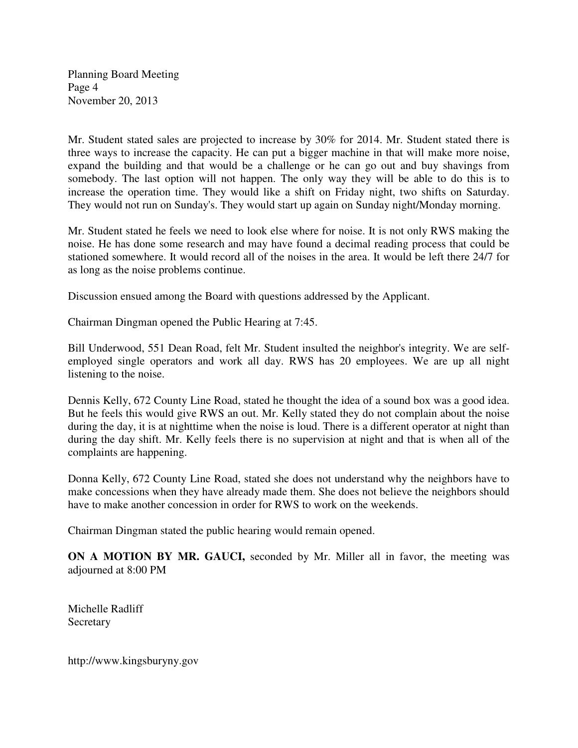Mr. Student stated sales are projected to increase by 30% for 2014. Mr. Student stated there is three ways to increase the capacity. He can put a bigger machine in that will make more noise, expand the building and that would be a challenge or he can go out and buy shavings from somebody. The last option will not happen. The only way they will be able to do this is to increase the operation time. They would like a shift on Friday night, two shifts on Saturday. They would not run on Sunday's. They would start up again on Sunday night/Monday morning.

Mr. Student stated he feels we need to look else where for noise. It is not only RWS making the noise. He has done some research and may have found a decimal reading process that could be stationed somewhere. It would record all of the noises in the area. It would be left there 24/7 for as long as the noise problems continue.

Discussion ensued among the Board with questions addressed by the Applicant.

Chairman Dingman opened the Public Hearing at 7:45.

Bill Underwood, 551 Dean Road, felt Mr. Student insulted the neighbor's integrity. We are self-employed single operators and work all day. RWS has 20 employees. We are up all night listening to the noise.

Dennis Kelly, 672 County Line Road, stated he thought the idea of a sound box was a good idea. But he feels this would give RWS an out. Mr. Kelly stated they do not complain about the noise during the day, it is at nighttime when the noise is loud. There is a different operator at night than during the day shift. Mr. Kelly feels there is no supervision at night and that is when all of the complaints are happening.

Donna Kelly, 672 County Line Road, stated she does not understand why the neighbors have to make concessions when they have already made them. She does not believe the neighbors should have to make another concession in order for RWS to work on the weekends.

Chairman Dingman stated the public hearing would remain opened.

**ON A MOTION BY MR. GAUCI,** seconded by Mr. Miller all in favor, the meeting was adjourned at 8:00 PM

Michelle Radliff
Secretary

http://www.kingsburyny.gov